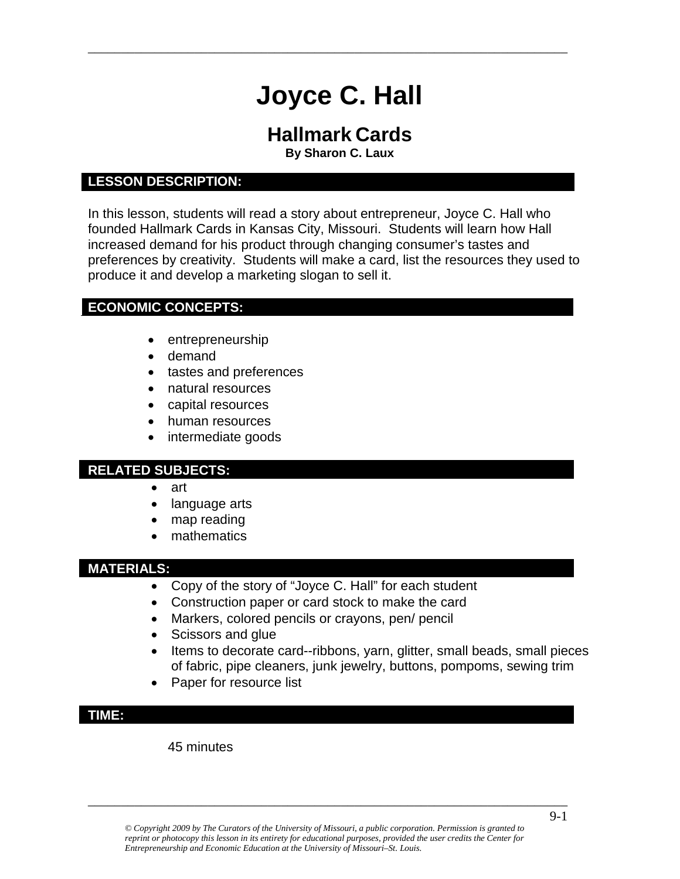# Joyce C. Hall

## Hallmark Cards

**By Sharon C. Laux**

### LESSON DESCRIPTION:

In this lesson, students will read a story about entrepreneur, Joyce C. Hall who founded Hallmark Cards in Kansas City, Missouri. Students will learn how Hall increased demand for his product through changing consumer's tastes and preferences by creativity. Students will make a card, list the resources they used to produce it and develop a marketing slogan to sell it.

### ECONOMIC CONCEPTS:

- entrepreneurship
- demand
- tastes and preferences
- natural resources
- capital resources
- human resources
- intermediate goods

### RELATED SUBJECTS:

- art
- language arts
- map reading
- mathematics

### MATERIALS:

- Copy of the story of "Joyce C. Hall" for each student
- Construction paper or card stock to make the card
- Markers, colored pencils or crayons, pen/ pencil
- Scissors and glue
- Items to decorate card--ribbons, yarn, glitter, small beads, small pieces of fabric, pipe cleaners, junk jewelry, buttons, pompoms, sewing trim
- Paper for resource list

### TIME:

45 minutes

*© Copyright 2009 by The Curators of the University of Missouri, a public corporation. Permission is granted to reprint or photocopy this lesson in its entirety for educational purposes, provided the user credits the Center for Entrepreneurship and Economic Education at the University of Missouri–St. Louis.*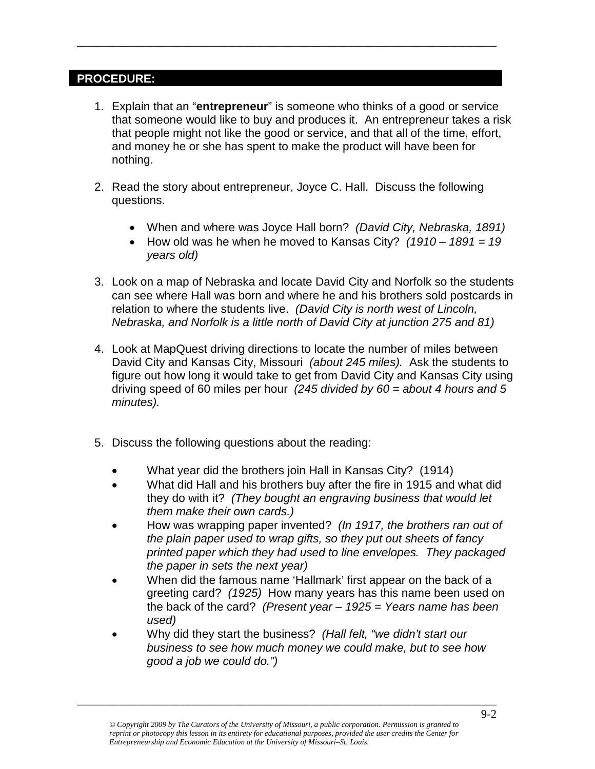## PROCEDURE:

1. Explain that an "**entrepreneur**" is someone who thinks of a good or service that someone would like to buy and produces it. An entrepreneur takes a risk that people might not like the good or service, and that all of the time, effort, and money he or she has spent to make the product will have been for nothing.

2. Read the story about entrepreneur, Joyce C. Hall. Discuss the following questions.

   - When and where was Joyce Hall born? *(David City, Nebraska, 1891)*
   - How old was he when he moved to Kansas City? *(1910 – 1891 = 19 years old)*

3. Look on a map of Nebraska and locate David City and Norfolk so the students can see where Hall was born and where he and his brothers sold postcards in relation to where the students live. *(David City is north west of Lincoln, Nebraska, and Norfolk is a little north of David City at junction 275 and 81)*

4. Look at MapQuest driving directions to locate the number of miles between David City and Kansas City, Missouri *(about 245 miles).* Ask the students to figure out how long it would take to get from David City and Kansas City using driving speed of 60 miles per hour *(245 divided by 60 = about 4 hours and 5 minutes).*

5. Discuss the following questions about the reading:

   - What year did the brothers join Hall in Kansas City? (1914)
   - What did Hall and his brothers buy after the fire in 1915 and what did they do with it? *(They bought an engraving business that would let them make their own cards.)*
   - How was wrapping paper invented? *(In 1917, the brothers ran out of the plain paper used to wrap gifts, so they put out sheets of fancy printed paper which they had used to line envelopes. They packaged the paper in sets the next year)*
   - When did the famous name 'Hallmark' first appear on the back of a greeting card? *(1925)* How many years has this name been used on the back of the card? *(Present year – 1925 = Years name has been used)*
   - Why did they start the business? *(Hall felt, "we didn't start our business to see how much money we could make, but to see how good a job we could do.")*

*© Copyright 2009 by The Curators of the University of Missouri, a public corporation. Permission is granted to reprint or photocopy this lesson in its entirety for educational purposes, provided the user credits the Center for Entrepreneurship and Economic Education at the University of Missouri–St. Louis.*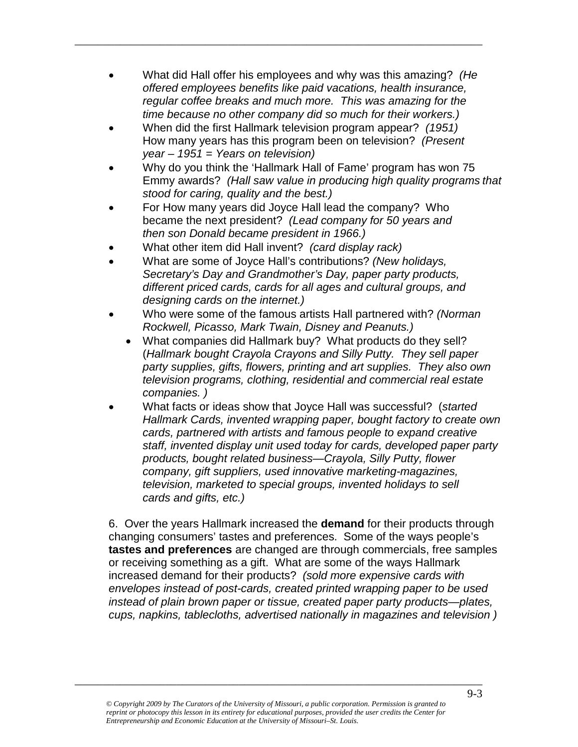- What did Hall offer his employees and why was this amazing? *(He offered employees benefits like paid vacations, health insurance, regular coffee breaks and much more. This was amazing for the time because no other company did so much for their workers.)*
- When did the first Hallmark television program appear? *(1951)* How many years has this program been on television? *(Present year – 1951 = Years on television)*
- Why do you think the 'Hallmark Hall of Fame' program has won 75 Emmy awards? *(Hall saw value in producing high quality programs that stood for caring, quality and the best.)*
- For How many years did Joyce Hall lead the company? Who became the next president? *(Lead company for 50 years and then son Donald became president in 1966.)*
- What other item did Hall invent? *(card display rack)*
- What are some of Joyce Hall's contributions? *(New holidays, Secretary's Day and Grandmother's Day, paper party products, different priced cards, cards for all ages and cultural groups, and designing cards on the internet.)*
- Who were some of the famous artists Hall partnered with? *(Norman Rockwell, Picasso, Mark Twain, Disney and Peanuts.)*
  - What companies did Hallmark buy? What products do they sell? (*Hallmark bought Crayola Crayons and Silly Putty. They sell paper party supplies, gifts, flowers, printing and art supplies. They also own television programs, clothing, residential and commercial real estate companies.* )
- What facts or ideas show that Joyce Hall was successful? (*started Hallmark Cards, invented wrapping paper, bought factory to create own cards, partnered with artists and famous people to expand creative staff, invented display unit used today for cards, developed paper party products, bought related business—Crayola, Silly Putty, flower company, gift suppliers, used innovative marketing-magazines, television, marketed to special groups, invented holidays to sell cards and gifts, etc.)*

6. Over the years Hallmark increased the **demand** for their products through changing consumers' tastes and preferences. Some of the ways people's **tastes and preferences** are changed are through commercials, free samples or receiving something as a gift. What are some of the ways Hallmark increased demand for their products? *(sold more expensive cards with envelopes instead of post-cards, created printed wrapping paper to be used instead of plain brown paper or tissue, created paper party products—plates, cups, napkins, tablecloths, advertised nationally in magazines and television )*

*© Copyright 2009 by The Curators of the University of Missouri, a public corporation. Permission is granted to reprint or photocopy this lesson in its entirety for educational purposes, provided the user credits the Center for Entrepreneurship and Economic Education at the University of Missouri–St. Louis.*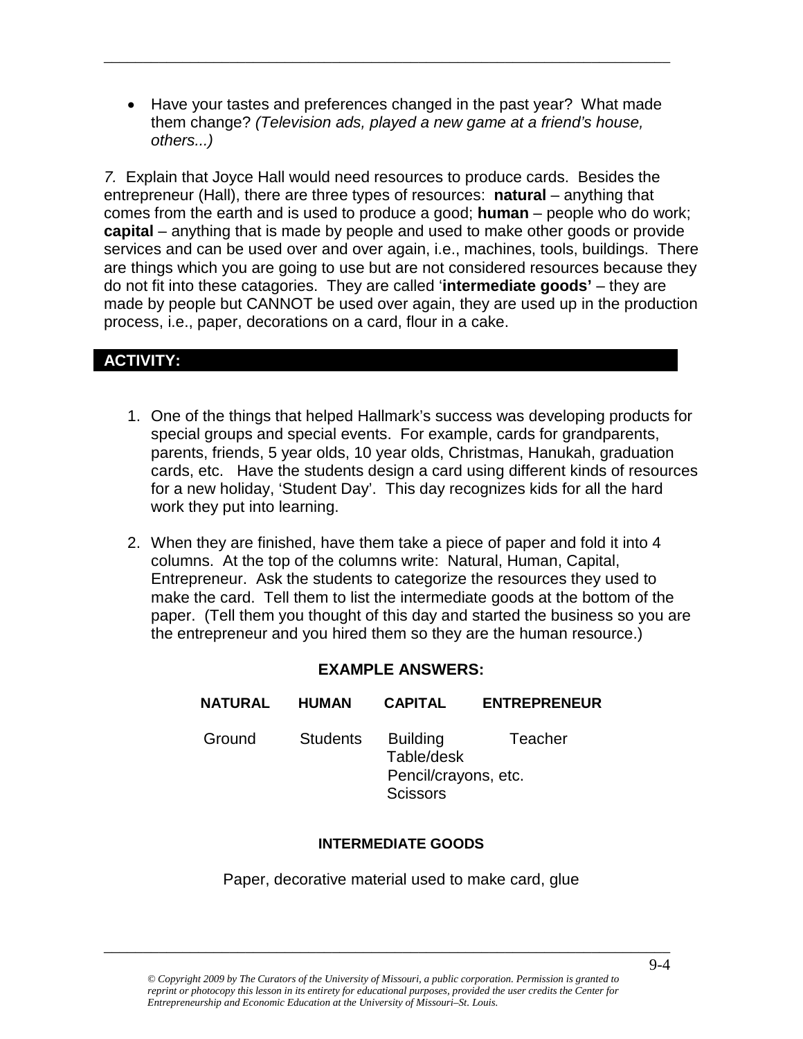- Have your tastes and preferences changed in the past year? What made them change? *(Television ads, played a new game at a friend's house, others...)*

*7.* Explain that Joyce Hall would need resources to produce cards. Besides the entrepreneur (Hall), there are three types of resources: **natural** – anything that comes from the earth and is used to produce a good; **human** – people who do work; **capital** – anything that is made by people and used to make other goods or provide services and can be used over and over again, i.e., machines, tools, buildings. There are things which you are going to use but are not considered resources because they do not fit into these catagories. They are called '**intermediate goods'** – they are made by people but CANNOT be used over again, they are used up in the production process, i.e., paper, decorations on a card, flour in a cake.

## ACTIVITY:

1. One of the things that helped Hallmark's success was developing products for special groups and special events. For example, cards for grandparents, parents, friends, 5 year olds, 10 year olds, Christmas, Hanukah, graduation cards, etc. Have the students design a card using different kinds of resources for a new holiday, 'Student Day'. This day recognizes kids for all the hard work they put into learning.

2. When they are finished, have them take a piece of paper and fold it into 4 columns. At the top of the columns write: Natural, Human, Capital, Entrepreneur. Ask the students to categorize the resources they used to make the card. Tell them to list the intermediate goods at the bottom of the paper. (Tell them you thought of this day and started the business so you are the entrepreneur and you hired them so they are the human resource.)

**EXAMPLE ANSWERS:**

| NATURAL | HUMAN | CAPITAL | ENTREPRENEUR |
|---|---|---|---|
| Ground | Students | Building<br>Table/desk<br>Pencil/crayons, etc.<br>Scissors | Teacher |

**INTERMEDIATE GOODS**

Paper, decorative material used to make card, glue

*© Copyright 2009 by The Curators of the University of Missouri, a public corporation. Permission is granted to reprint or photocopy this lesson in its entirety for educational purposes, provided the user credits the Center for Entrepreneurship and Economic Education at the University of Missouri–St. Louis.*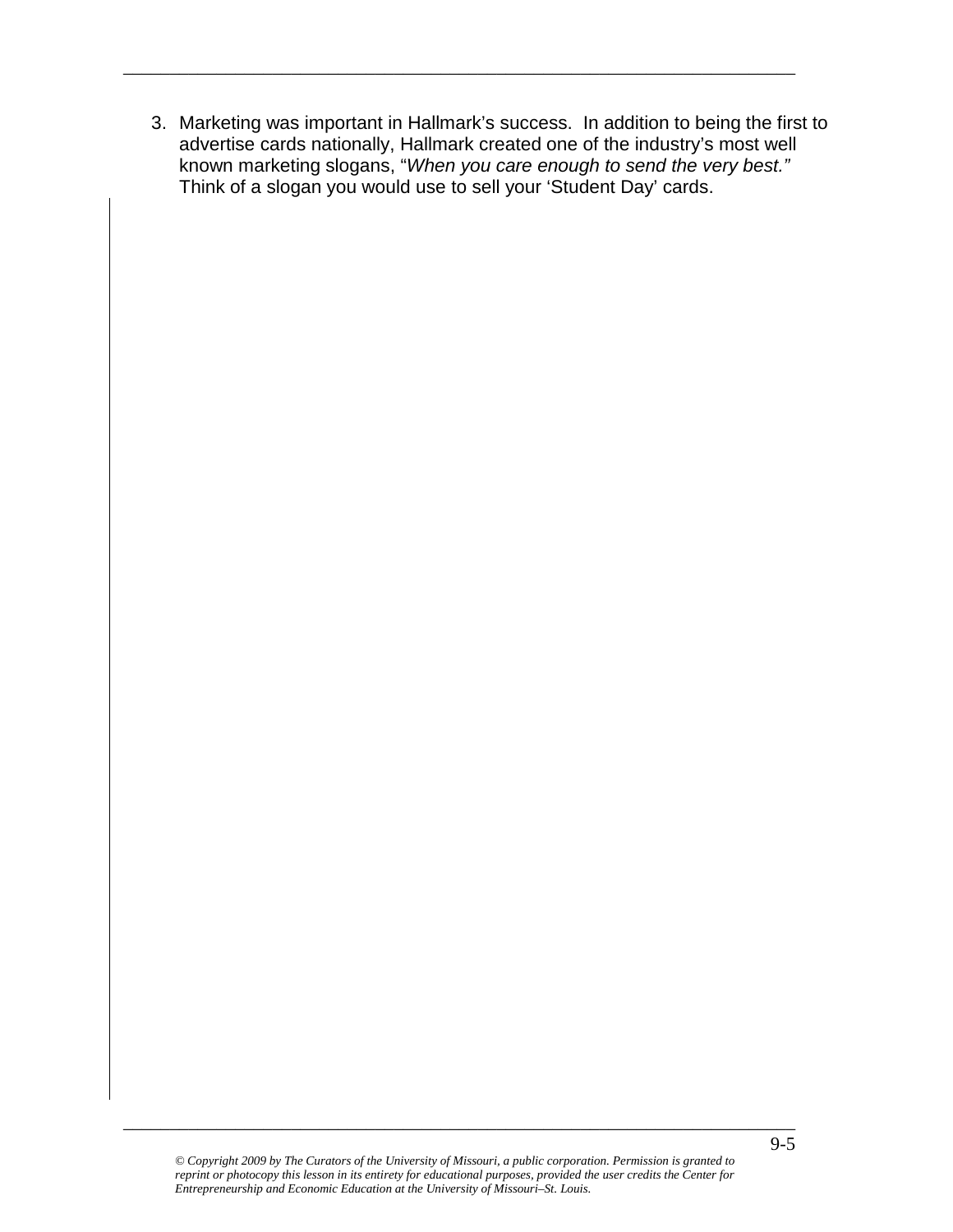3. Marketing was important in Hallmark's success. In addition to being the first to advertise cards nationally, Hallmark created one of the industry's most well known marketing slogans, "*When you care enough to send the very best.*" Think of a slogan you would use to sell your 'Student Day' cards.

*© Copyright 2009 by The Curators of the University of Missouri, a public corporation. Permission is granted to reprint or photocopy this lesson in its entirety for educational purposes, provided the user credits the Center for Entrepreneurship and Economic Education at the University of Missouri–St. Louis.*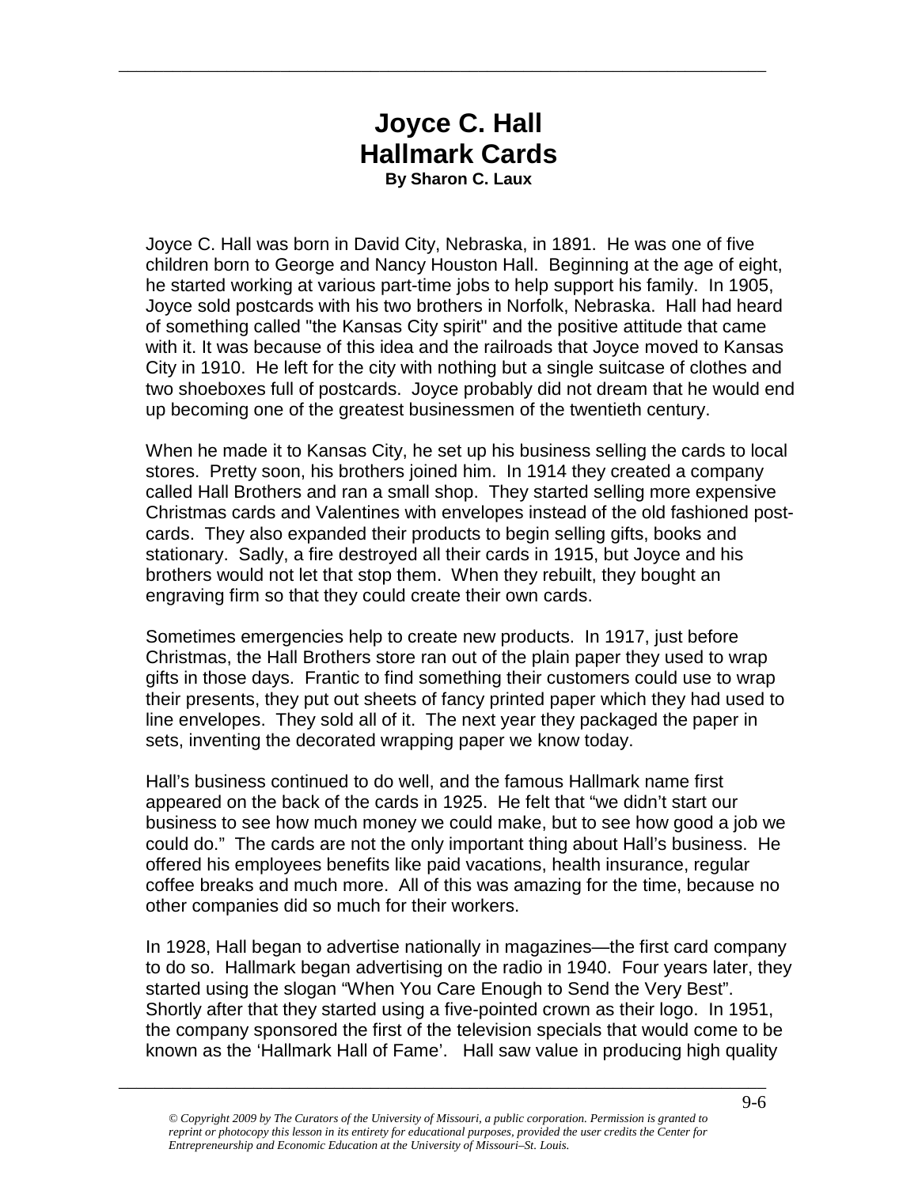# Joyce C. Hall
# Hallmark Cards

**By Sharon C. Laux**

Joyce C. Hall was born in David City, Nebraska, in 1891. He was one of five children born to George and Nancy Houston Hall. Beginning at the age of eight, he started working at various part-time jobs to help support his family. In 1905, Joyce sold postcards with his two brothers in Norfolk, Nebraska. Hall had heard of something called "the Kansas City spirit" and the positive attitude that came with it. It was because of this idea and the railroads that Joyce moved to Kansas City in 1910. He left for the city with nothing but a single suitcase of clothes and two shoeboxes full of postcards. Joyce probably did not dream that he would end up becoming one of the greatest businessmen of the twentieth century.

When he made it to Kansas City, he set up his business selling the cards to local stores. Pretty soon, his brothers joined him. In 1914 they created a company called Hall Brothers and ran a small shop. They started selling more expensive Christmas cards and Valentines with envelopes instead of the old fashioned post-cards. They also expanded their products to begin selling gifts, books and stationary. Sadly, a fire destroyed all their cards in 1915, but Joyce and his brothers would not let that stop them. When they rebuilt, they bought an engraving firm so that they could create their own cards.

Sometimes emergencies help to create new products. In 1917, just before Christmas, the Hall Brothers store ran out of the plain paper they used to wrap gifts in those days. Frantic to find something their customers could use to wrap their presents, they put out sheets of fancy printed paper which they had used to line envelopes. They sold all of it. The next year they packaged the paper in sets, inventing the decorated wrapping paper we know today.

Hall's business continued to do well, and the famous Hallmark name first appeared on the back of the cards in 1925. He felt that "we didn't start our business to see how much money we could make, but to see how good a job we could do." The cards are not the only important thing about Hall's business. He offered his employees benefits like paid vacations, health insurance, regular coffee breaks and much more. All of this was amazing for the time, because no other companies did so much for their workers.

In 1928, Hall began to advertise nationally in magazines—the first card company to do so. Hallmark began advertising on the radio in 1940. Four years later, they started using the slogan "When You Care Enough to Send the Very Best". Shortly after that they started using a five-pointed crown as their logo. In 1951, the company sponsored the first of the television specials that would come to be known as the 'Hallmark Hall of Fame'. Hall saw value in producing high quality

*© Copyright 2009 by The Curators of the University of Missouri, a public corporation. Permission is granted to reprint or photocopy this lesson in its entirety for educational purposes, provided the user credits the Center for Entrepreneurship and Economic Education at the University of Missouri–St. Louis.*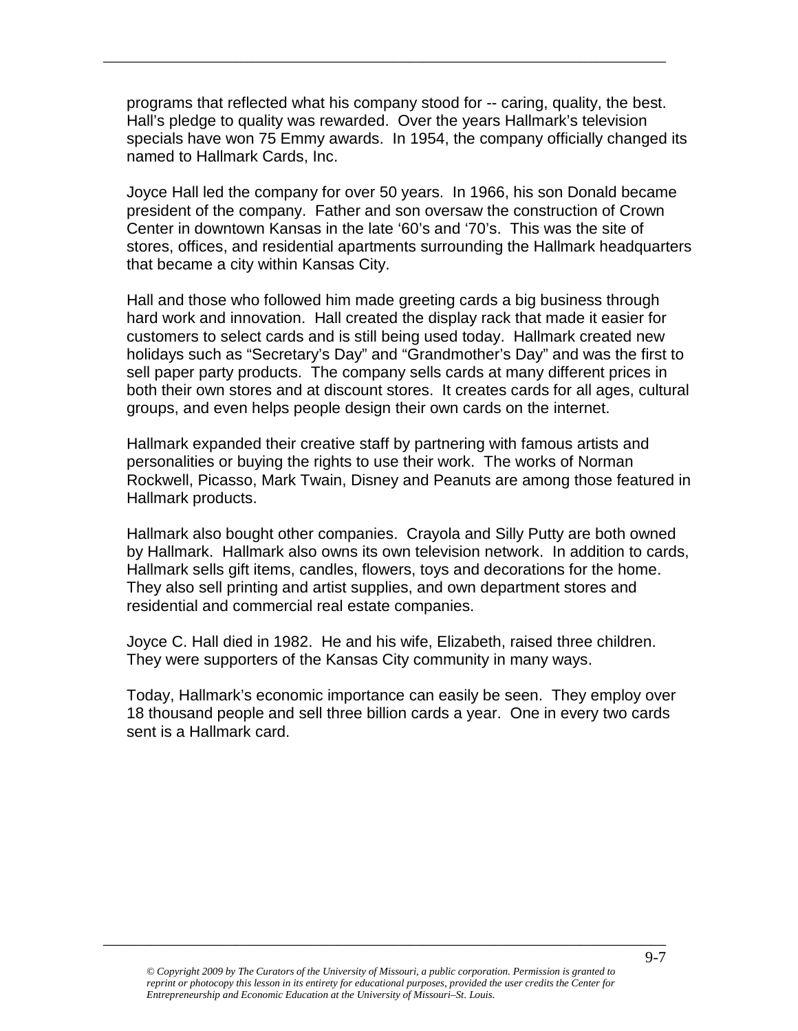programs that reflected what his company stood for -- caring, quality, the best. Hall's pledge to quality was rewarded. Over the years Hallmark's television specials have won 75 Emmy awards. In 1954, the company officially changed its named to Hallmark Cards, Inc.

Joyce Hall led the company for over 50 years. In 1966, his son Donald became president of the company. Father and son oversaw the construction of Crown Center in downtown Kansas in the late '60's and '70's. This was the site of stores, offices, and residential apartments surrounding the Hallmark headquarters that became a city within Kansas City.

Hall and those who followed him made greeting cards a big business through hard work and innovation. Hall created the display rack that made it easier for customers to select cards and is still being used today. Hallmark created new holidays such as "Secretary's Day" and "Grandmother's Day" and was the first to sell paper party products. The company sells cards at many different prices in both their own stores and at discount stores. It creates cards for all ages, cultural groups, and even helps people design their own cards on the internet.

Hallmark expanded their creative staff by partnering with famous artists and personalities or buying the rights to use their work. The works of Norman Rockwell, Picasso, Mark Twain, Disney and Peanuts are among those featured in Hallmark products.

Hallmark also bought other companies. Crayola and Silly Putty are both owned by Hallmark. Hallmark also owns its own television network. In addition to cards, Hallmark sells gift items, candles, flowers, toys and decorations for the home. They also sell printing and artist supplies, and own department stores and residential and commercial real estate companies.

Joyce C. Hall died in 1982. He and his wife, Elizabeth, raised three children. They were supporters of the Kansas City community in many ways.

Today, Hallmark's economic importance can easily be seen. They employ over 18 thousand people and sell three billion cards a year. One in every two cards sent is a Hallmark card.

*© Copyright 2009 by The Curators of the University of Missouri, a public corporation. Permission is granted to reprint or photocopy this lesson in its entirety for educational purposes, provided the user credits the Center for Entrepreneurship and Economic Education at the University of Missouri–St. Louis.*